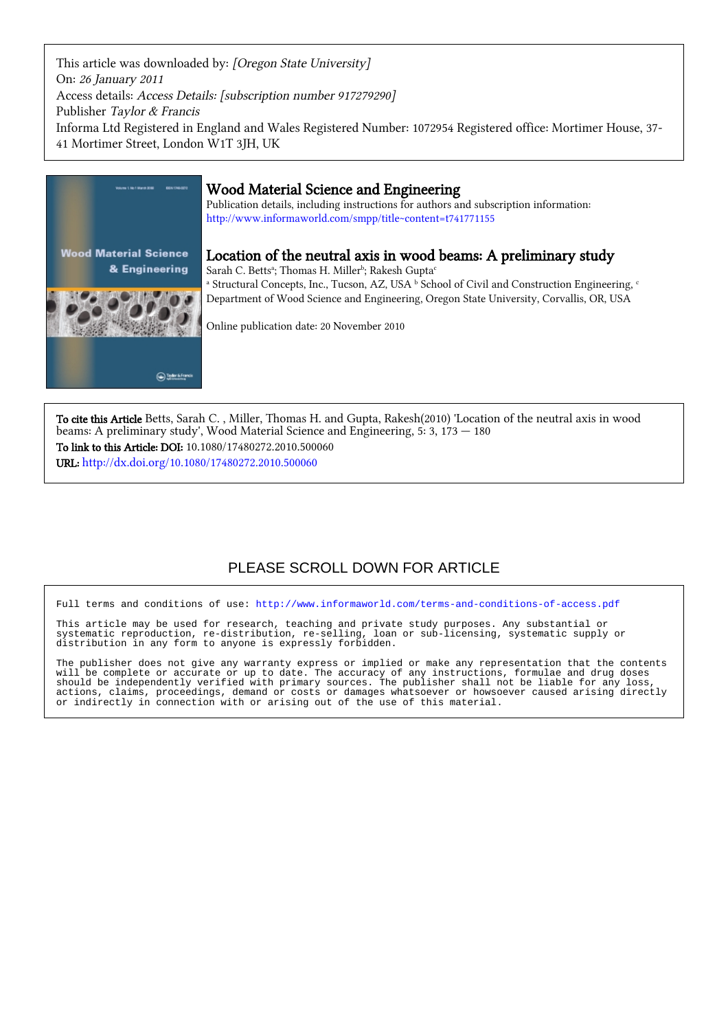This article was downloaded by: *[Oregon State University]*
On: *26 January 2011*
Access details: *Access Details: [subscription number 917279290]*
Publisher *Taylor & Francis*
Informa Ltd Registered in England and Wales Registered Number: 1072954 Registered office: Mortimer House, 37-41 Mortimer Street, London W1T 3JH, UK

# Wood Material Science and Engineering

Publication details, including instructions for authors and subscription information:
http://www.informaworld.com/smpp/title~content=t741771155

## Location of the neutral axis in wood beams: A preliminary study

Sarah C. Betts[a]; Thomas H. Miller[b]; Rakesh Gupta[c]

[a] Structural Concepts, Inc., Tucson, AZ, USA [b] School of Civil and Construction Engineering, [c] Department of Wood Science and Engineering, Oregon State University, Corvallis, OR, USA

Online publication date: 20 November 2010

**To cite this Article** Betts, Sarah C. , Miller, Thomas H. and Gupta, Rakesh(2010) 'Location of the neutral axis in wood beams: A preliminary study', Wood Material Science and Engineering, 5: 3, 173 — 180

**To link to this Article: DOI:** 10.1080/17480272.2010.500060

**URL:** http://dx.doi.org/10.1080/17480272.2010.500060

PLEASE SCROLL DOWN FOR ARTICLE

Full terms and conditions of use: http://www.informaworld.com/terms-and-conditions-of-access.pdf

This article may be used for research, teaching and private study purposes. Any substantial or systematic reproduction, re-distribution, re-selling, loan or sub-licensing, systematic supply or distribution in any form to anyone is expressly forbidden.

The publisher does not give any warranty express or implied or make any representation that the contents will be complete or accurate or up to date. The accuracy of any instructions, formulae and drug doses should be independently verified with primary sources. The publisher shall not be liable for any loss, actions, claims, proceedings, demand or costs or damages whatsoever or howsoever caused arising directly or indirectly in connection with or arising out of the use of this material.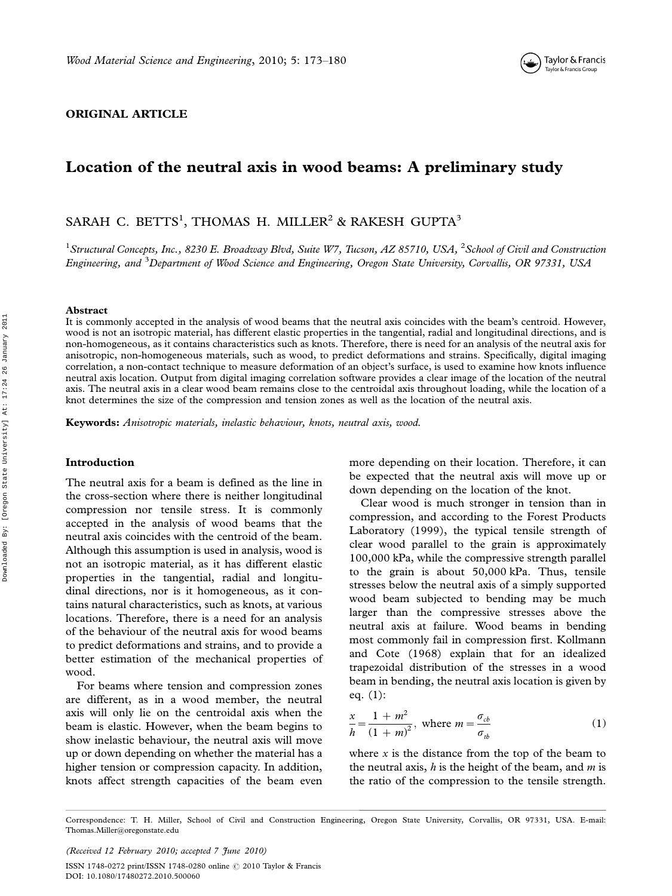**ORIGINAL ARTICLE**

# Location of the neutral axis in wood beams: A preliminary study

SARAH C. BETTS[1], THOMAS H. MILLER[2] & RAKESH GUPTA[3]

[1]*Structural Concepts, Inc., 8230 E. Broadway Blvd, Suite W7, Tucson, AZ 85710, USA,* [2]*School of Civil and Construction Engineering, and* [3]*Department of Wood Science and Engineering, Oregon State University, Corvallis, OR 97331, USA*

## Abstract

It is commonly accepted in the analysis of wood beams that the neutral axis coincides with the beam's centroid. However, wood is not an isotropic material, has different elastic properties in the tangential, radial and longitudinal directions, and is non-homogeneous, as it contains characteristics such as knots. Therefore, there is need for an analysis of the neutral axis for anisotropic, non-homogeneous materials, such as wood, to predict deformations and strains. Specifically, digital imaging correlation, a non-contact technique to measure deformation of an object's surface, is used to examine how knots influence neutral axis location. Output from digital imaging correlation software provides a clear image of the location of the neutral axis. The neutral axis in a clear wood beam remains close to the centroidal axis throughout loading, while the location of a knot determines the size of the compression and tension zones as well as the location of the neutral axis.

**Keywords:** *Anisotropic materials, inelastic behaviour, knots, neutral axis, wood.*

## Introduction

The neutral axis for a beam is defined as the line in the cross-section where there is neither longitudinal compression nor tensile stress. It is commonly accepted in the analysis of wood beams that the neutral axis coincides with the centroid of the beam. Although this assumption is used in analysis, wood is not an isotropic material, as it has different elastic properties in the tangential, radial and longitudinal directions, nor is it homogeneous, as it contains natural characteristics, such as knots, at various locations. Therefore, there is a need for an analysis of the behaviour of the neutral axis for wood beams to predict deformations and strains, and to provide a better estimation of the mechanical properties of wood.

For beams where tension and compression zones are different, as in a wood member, the neutral axis will only lie on the centroidal axis when the beam is elastic. However, when the beam begins to show inelastic behaviour, the neutral axis will move up or down depending on whether the material has a higher tension or compression capacity. In addition, knots affect strength capacities of the beam even more depending on their location. Therefore, it can be expected that the neutral axis will move up or down depending on the location of the knot.

Clear wood is much stronger in tension than in compression, and according to the Forest Products Laboratory (1999), the typical tensile strength of clear wood parallel to the grain is approximately 100,000 kPa, while the compressive strength parallel to the grain is about 50,000 kPa. Thus, tensile stresses below the neutral axis of a simply supported wood beam subjected to bending may be much larger than the compressive stresses above the neutral axis at failure. Wood beams in bending most commonly fail in compression first. Kollmann and Cote (1968) explain that for an idealized trapezoidal distribution of the stresses in a wood beam in bending, the neutral axis location is given by eq. (1):

$$\frac{x}{h} = \frac{1 + m^2}{(1 + m)^2}, \text{ where } m = \frac{\sigma_{cb}}{\sigma_{tb}} \tag{1}$$

where $x$ is the distance from the top of the beam to the neutral axis, $h$ is the height of the beam, and $m$ is the ratio of the compression to the tensile strength.

Correspondence: T. H. Miller, School of Civil and Construction Engineering, Oregon State University, Corvallis, OR 97331, USA. E-mail: Thomas.Miller@oregonstate.edu

*(Received 12 February 2010; accepted 7 June 2010)*

ISSN 1748-0272 print/ISSN 1748-0280 online © 2010 Taylor & Francis
DOI: 10.1080/17480272.2010.500060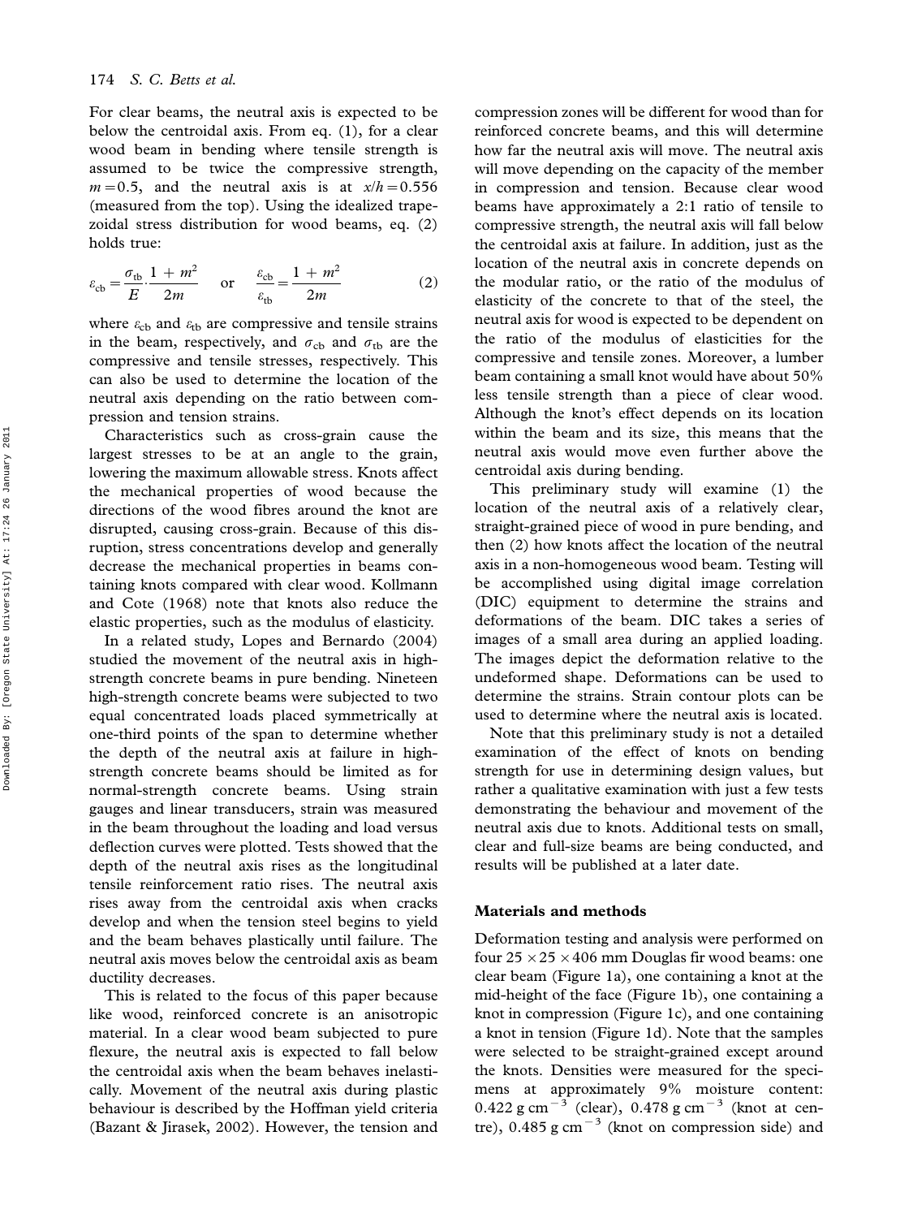For clear beams, the neutral axis is expected to be below the centroidal axis. From eq. (1), for a clear wood beam in bending where tensile strength is assumed to be twice the compressive strength, $m = 0.5$, and the neutral axis is at $x/h = 0.556$ (measured from the top). Using the idealized trapezoidal stress distribution for wood beams, eq. (2) holds true:

$$\varepsilon_{cb} = \frac{\sigma_{tb}}{E} \cdot \frac{1 + m^2}{2m} \quad \text{or} \quad \frac{\varepsilon_{cb}}{\varepsilon_{tb}} = \frac{1 + m^2}{2m} \tag{2}$$

where $\varepsilon_{cb}$ and $\varepsilon_{tb}$ are compressive and tensile strains in the beam, respectively, and $\sigma_{cb}$ and $\sigma_{tb}$ are the compressive and tensile stresses, respectively. This can also be used to determine the location of the neutral axis depending on the ratio between compression and tension strains.

Characteristics such as cross-grain cause the largest stresses to be at an angle to the grain, lowering the maximum allowable stress. Knots affect the mechanical properties of wood because the directions of the wood fibres around the knot are disrupted, causing cross-grain. Because of this disruption, stress concentrations develop and generally decrease the mechanical properties in beams containing knots compared with clear wood. Kollmann and Cote (1968) note that knots also reduce the elastic properties, such as the modulus of elasticity.

In a related study, Lopes and Bernardo (2004) studied the movement of the neutral axis in high-strength concrete beams in pure bending. Nineteen high-strength concrete beams were subjected to two equal concentrated loads placed symmetrically at one-third points of the span to determine whether the depth of the neutral axis at failure in high-strength concrete beams should be limited as for normal-strength concrete beams. Using strain gauges and linear transducers, strain was measured in the beam throughout the loading and load versus deflection curves were plotted. Tests showed that the depth of the neutral axis rises as the longitudinal tensile reinforcement ratio rises. The neutral axis rises away from the centroidal axis when cracks develop and when the tension steel begins to yield and the beam behaves plastically until failure. The neutral axis moves below the centroidal axis as beam ductility decreases.

This is related to the focus of this paper because like wood, reinforced concrete is an anisotropic material. In a clear wood beam subjected to pure flexure, the neutral axis is expected to fall below the centroidal axis when the beam behaves inelastically. Movement of the neutral axis during plastic behaviour is described by the Hoffman yield criteria (Bazant & Jirasek, 2002). However, the tension and compression zones will be different for wood than for reinforced concrete beams, and this will determine how far the neutral axis will move. The neutral axis will move depending on the capacity of the member in compression and tension. Because clear wood beams have approximately a 2:1 ratio of tensile to compressive strength, the neutral axis will fall below the centroidal axis at failure. In addition, just as the location of the neutral axis in concrete depends on the modular ratio, or the ratio of the modulus of elasticity of the concrete to that of the steel, the neutral axis for wood is expected to be dependent on the ratio of the modulus of elasticities for the compressive and tensile zones. Moreover, a lumber beam containing a small knot would have about 50% less tensile strength than a piece of clear wood. Although the knot's effect depends on its location within the beam and its size, this means that the neutral axis would move even further above the centroidal axis during bending.

This preliminary study will examine (1) the location of the neutral axis of a relatively clear, straight-grained piece of wood in pure bending, and then (2) how knots affect the location of the neutral axis in a non-homogeneous wood beam. Testing will be accomplished using digital image correlation (DIC) equipment to determine the strains and deformations of the beam. DIC takes a series of images of a small area during an applied loading. The images depict the deformation relative to the undeformed shape. Deformations can be used to determine the strains. Strain contour plots can be used to determine where the neutral axis is located.

Note that this preliminary study is not a detailed examination of the effect of knots on bending strength for use in determining design values, but rather a qualitative examination with just a few tests demonstrating the behaviour and movement of the neutral axis due to knots. Additional tests on small, clear and full-size beams are being conducted, and results will be published at a later date.

## Materials and methods

Deformation testing and analysis were performed on four $25 \times 25 \times 406$ mm Douglas fir wood beams: one clear beam (Figure 1a), one containing a knot at the mid-height of the face (Figure 1b), one containing a knot in compression (Figure 1c), and one containing a knot in tension (Figure 1d). Note that the samples were selected to be straight-grained except around the knots. Densities were measured for the specimens at approximately 9% moisture content: $0.422\ \text{g cm}^{-3}$ (clear), $0.478\ \text{g cm}^{-3}$ (knot at centre), $0.485\ \text{g cm}^{-3}$ (knot on compression side) and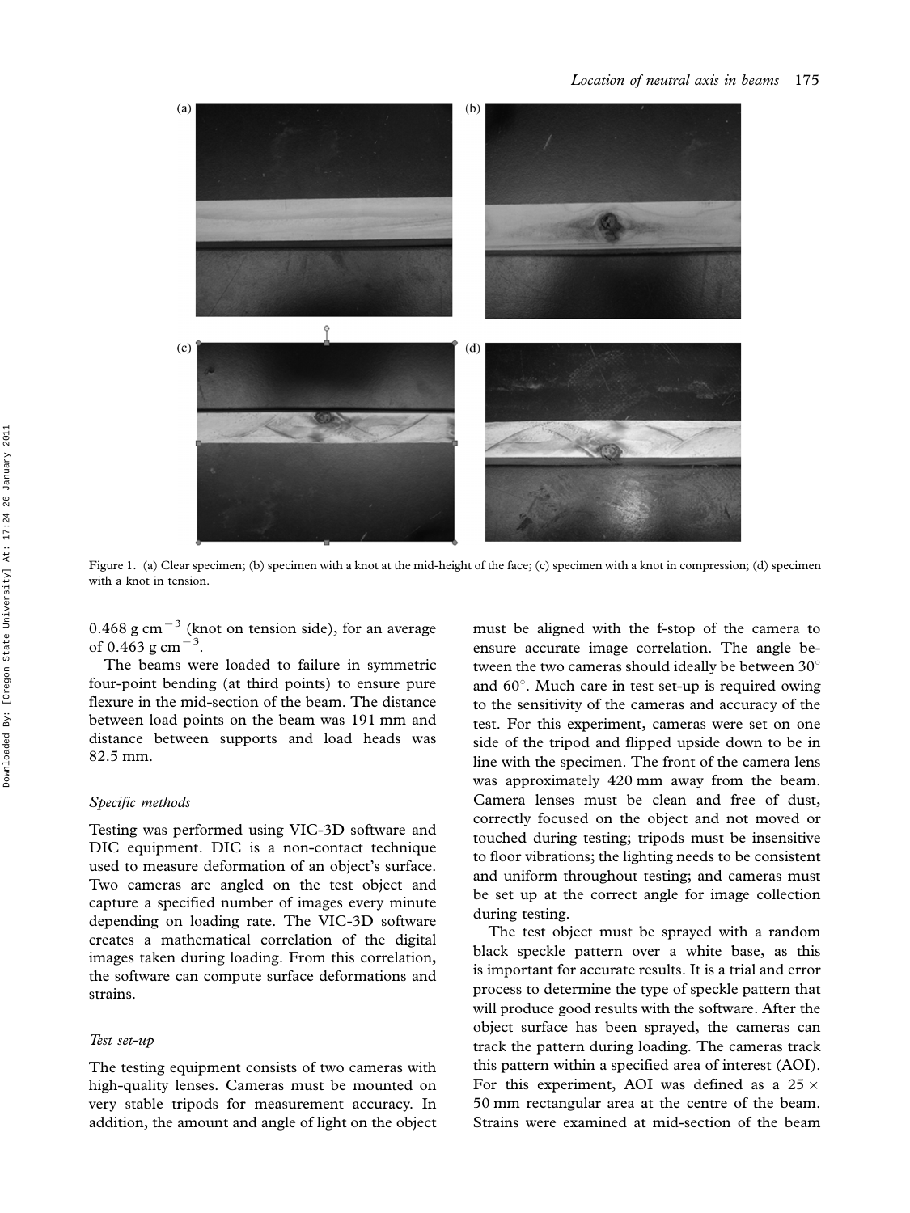Figure 1. (a) Clear specimen; (b) specimen with a knot at the mid-height of the face; (c) specimen with a knot in compression; (d) specimen with a knot in tension.

0.468 g cm$^{-3}$ (knot on tension side), for an average of 0.463 g cm$^{-3}$.

The beams were loaded to failure in symmetric four-point bending (at third points) to ensure pure flexure in the mid-section of the beam. The distance between load points on the beam was 191 mm and distance between supports and load heads was 82.5 mm.

### *Specific methods*

Testing was performed using VIC-3D software and DIC equipment. DIC is a non-contact technique used to measure deformation of an object's surface. Two cameras are angled on the test object and capture a specified number of images every minute depending on loading rate. The VIC-3D software creates a mathematical correlation of the digital images taken during loading. From this correlation, the software can compute surface deformations and strains.

### *Test set-up*

The testing equipment consists of two cameras with high-quality lenses. Cameras must be mounted on very stable tripods for measurement accuracy. In addition, the amount and angle of light on the object must be aligned with the f-stop of the camera to ensure accurate image correlation. The angle between the two cameras should ideally be between 30° and 60°. Much care in test set-up is required owing to the sensitivity of the cameras and accuracy of the test. For this experiment, cameras were set on one side of the tripod and flipped upside down to be in line with the specimen. The front of the camera lens was approximately 420 mm away from the beam. Camera lenses must be clean and free of dust, correctly focused on the object and not moved or touched during testing; tripods must be insensitive to floor vibrations; the lighting needs to be consistent and uniform throughout testing; and cameras must be set up at the correct angle for image collection during testing.

The test object must be sprayed with a random black speckle pattern over a white base, as this is important for accurate results. It is a trial and error process to determine the type of speckle pattern that will produce good results with the software. After the object surface has been sprayed, the cameras can track the pattern during loading. The cameras track this pattern within a specified area of interest (AOI). For this experiment, AOI was defined as a 25 × 50 mm rectangular area at the centre of the beam. Strains were examined at mid-section of the beam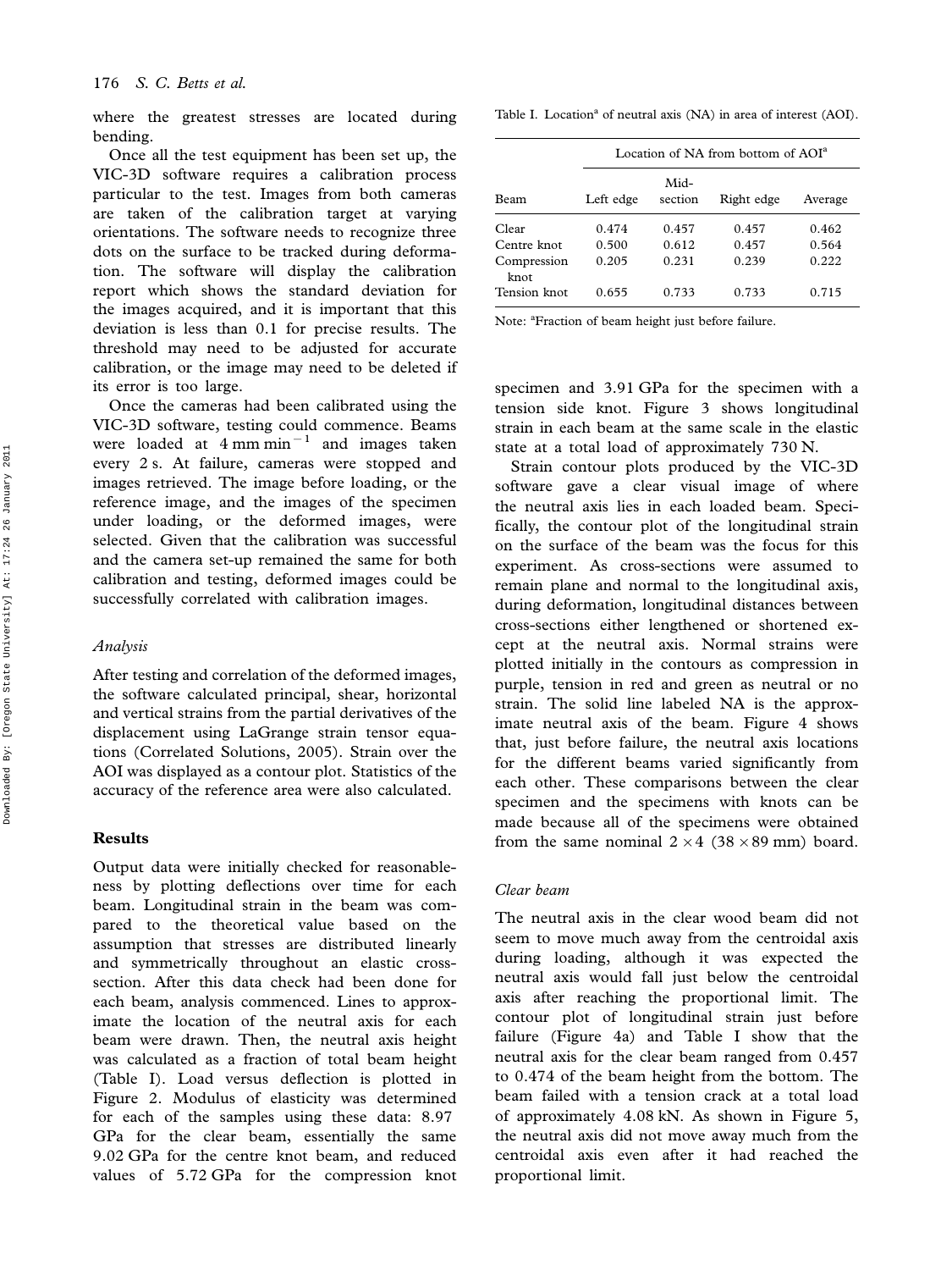where the greatest stresses are located during bending.

Once all the test equipment has been set up, the VIC-3D software requires a calibration process particular to the test. Images from both cameras are taken of the calibration target at varying orientations. The software needs to recognize three dots on the surface to be tracked during deformation. The software will display the calibration report which shows the standard deviation for the images acquired, and it is important that this deviation is less than 0.1 for precise results. The threshold may need to be adjusted for accurate calibration, or the image may need to be deleted if its error is too large.

Once the cameras had been calibrated using the VIC-3D software, testing could commence. Beams were loaded at 4 mm min$^{-1}$ and images taken every 2 s. At failure, cameras were stopped and images retrieved. The image before loading, or the reference image, and the images of the specimen under loading, or the deformed images, were selected. Given that the calibration was successful and the camera set-up remained the same for both calibration and testing, deformed images could be successfully correlated with calibration images.

### *Analysis*

After testing and correlation of the deformed images, the software calculated principal, shear, horizontal and vertical strains from the partial derivatives of the displacement using LaGrange strain tensor equations (Correlated Solutions, 2005). Strain over the AOI was displayed as a contour plot. Statistics of the accuracy of the reference area were also calculated.

## Results

Output data were initially checked for reasonableness by plotting deflections over time for each beam. Longitudinal strain in the beam was compared to the theoretical value based on the assumption that stresses are distributed linearly and symmetrically throughout an elastic cross-section. After this data check had been done for each beam, analysis commenced. Lines to approximate the location of the neutral axis for each beam were drawn. Then, the neutral axis height was calculated as a fraction of total beam height (Table I). Load versus deflection is plotted in Figure 2. Modulus of elasticity was determined for each of the samples using these data: 8.97 GPa for the clear beam, essentially the same 9.02 GPa for the centre knot beam, and reduced values of 5.72 GPa for the compression knot specimen and 3.91 GPa for the specimen with a tension side knot. Figure 3 shows longitudinal strain in each beam at the same scale in the elastic state at a total load of approximately 730 N.

Table I. Location[a] of neutral axis (NA) in area of interest (AOI).

| Beam | Location of NA from bottom of AOI[a] | | | |
|---|---|---|---|---|
| | Left edge | Mid-section | Right edge | Average |
| Clear | 0.474 | 0.457 | 0.457 | 0.462 |
| Centre knot | 0.500 | 0.612 | 0.457 | 0.564 |
| Compression knot | 0.205 | 0.231 | 0.239 | 0.222 |
| Tension knot | 0.655 | 0.733 | 0.733 | 0.715 |

Note: [a]Fraction of beam height just before failure.

Strain contour plots produced by the VIC-3D software gave a clear visual image of where the neutral axis lies in each loaded beam. Specifically, the contour plot of the longitudinal strain on the surface of the beam was the focus for this experiment. As cross-sections were assumed to remain plane and normal to the longitudinal axis, during deformation, longitudinal distances between cross-sections either lengthened or shortened except at the neutral axis. Normal strains were plotted initially in the contours as compression in purple, tension in red and green as neutral or no strain. The solid line labeled NA is the approximate neutral axis of the beam. Figure 4 shows that, just before failure, the neutral axis locations for the different beams varied significantly from each other. These comparisons between the clear specimen and the specimens with knots can be made because all of the specimens were obtained from the same nominal 2 × 4 (38 × 89 mm) board.

### *Clear beam*

The neutral axis in the clear wood beam did not seem to move much away from the centroidal axis during loading, although it was expected the neutral axis would fall just below the centroidal axis after reaching the proportional limit. The contour plot of longitudinal strain just before failure (Figure 4a) and Table I show that the neutral axis for the clear beam ranged from 0.457 to 0.474 of the beam height from the bottom. The beam failed with a tension crack at a total load of approximately 4.08 kN. As shown in Figure 5, the neutral axis did not move away much from the centroidal axis even after it had reached the proportional limit.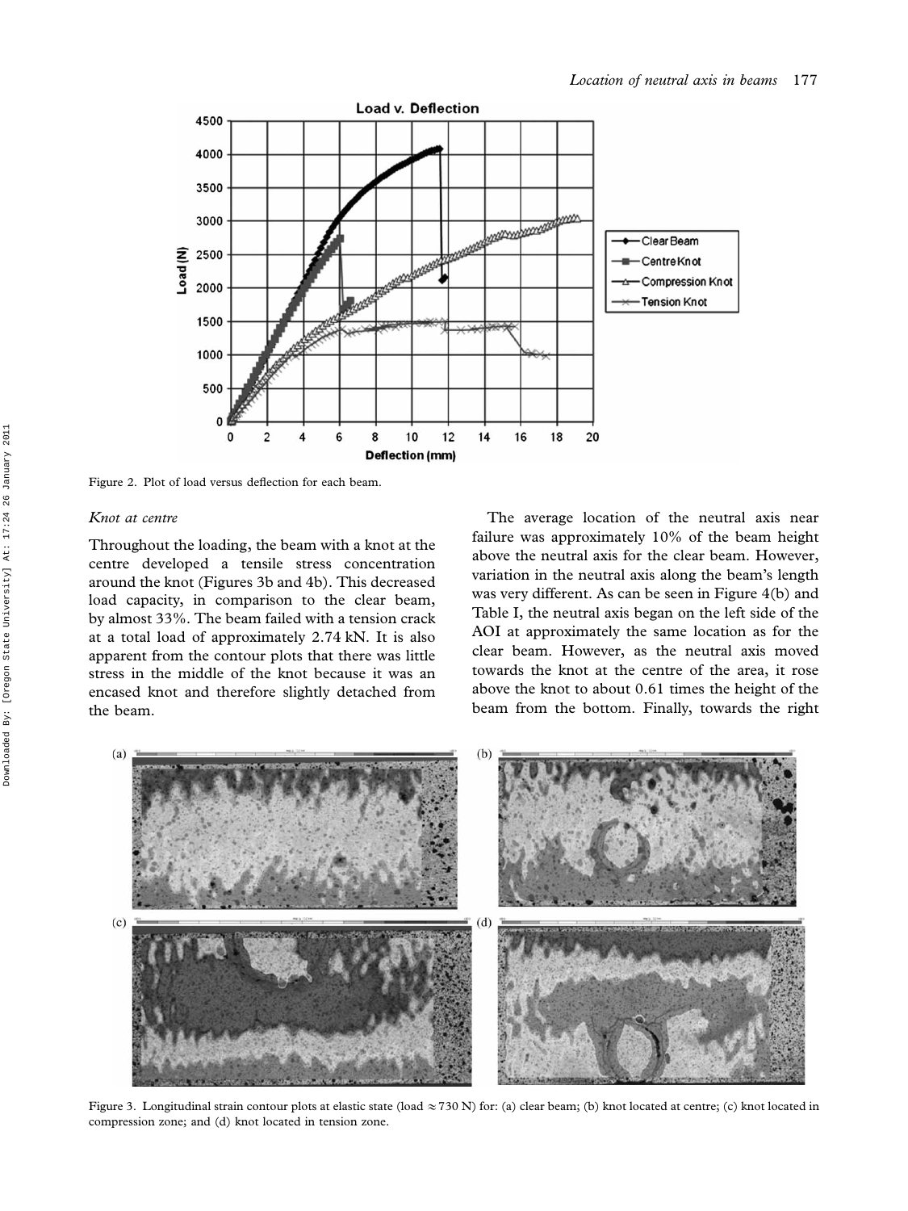Figure 2. Plot of load versus deflection for each beam.

*Knot at centre*

Throughout the loading, the beam with a knot at the centre developed a tensile stress concentration around the knot (Figures 3b and 4b). This decreased load capacity, in comparison to the clear beam, by almost 33%. The beam failed with a tension crack at a total load of approximately 2.74 kN. It is also apparent from the contour plots that there was little stress in the middle of the knot because it was an encased knot and therefore slightly detached from the beam.

The average location of the neutral axis near failure was approximately 10% of the beam height above the neutral axis for the clear beam. However, variation in the neutral axis along the beam's length was very different. As can be seen in Figure 4(b) and Table I, the neutral axis began on the left side of the AOI at approximately the same location as for the clear beam. However, as the neutral axis moved towards the knot at the centre of the area, it rose above the knot to about 0.61 times the height of the beam from the bottom. Finally, towards the right

Figure 3. Longitudinal strain contour plots at elastic state (load ≈ 730 N) for: (a) clear beam; (b) knot located at centre; (c) knot located in compression zone; and (d) knot located in tension zone.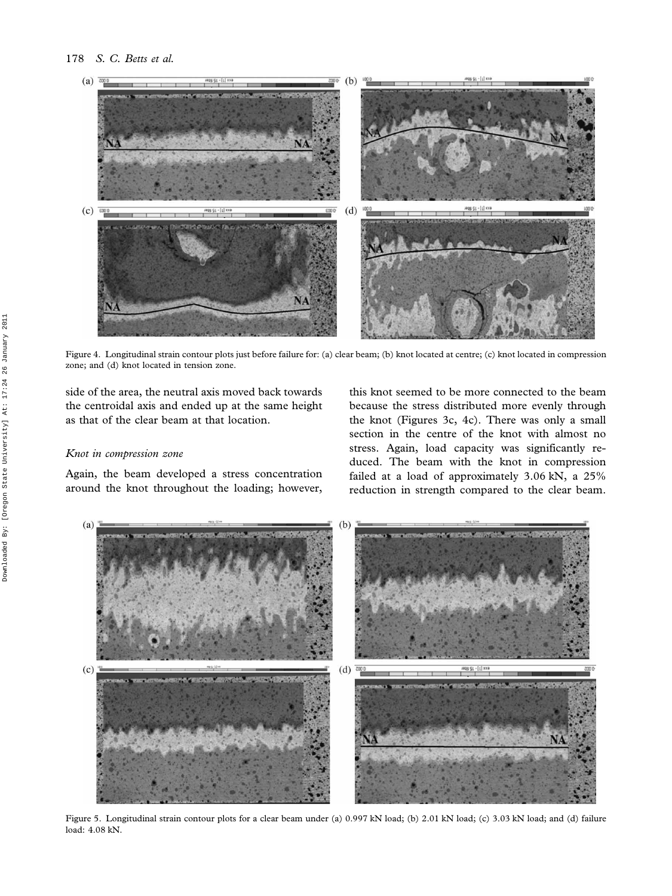Figure 4. Longitudinal strain contour plots just before failure for: (a) clear beam; (b) knot located at centre; (c) knot located in compression zone; and (d) knot located in tension zone.

side of the area, the neutral axis moved back towards the centroidal axis and ended up at the same height as that of the clear beam at that location.

### *Knot in compression zone*

Again, the beam developed a stress concentration around the knot throughout the loading; however, this knot seemed to be more connected to the beam because the stress distributed more evenly through the knot (Figures 3c, 4c). There was only a small section in the centre of the knot with almost no stress. Again, load capacity was significantly reduced. The beam with the knot in compression failed at a load of approximately 3.06 kN, a 25% reduction in strength compared to the clear beam.

Figure 5. Longitudinal strain contour plots for a clear beam under (a) 0.997 kN load; (b) 2.01 kN load; (c) 3.03 kN load; and (d) failure load: 4.08 kN.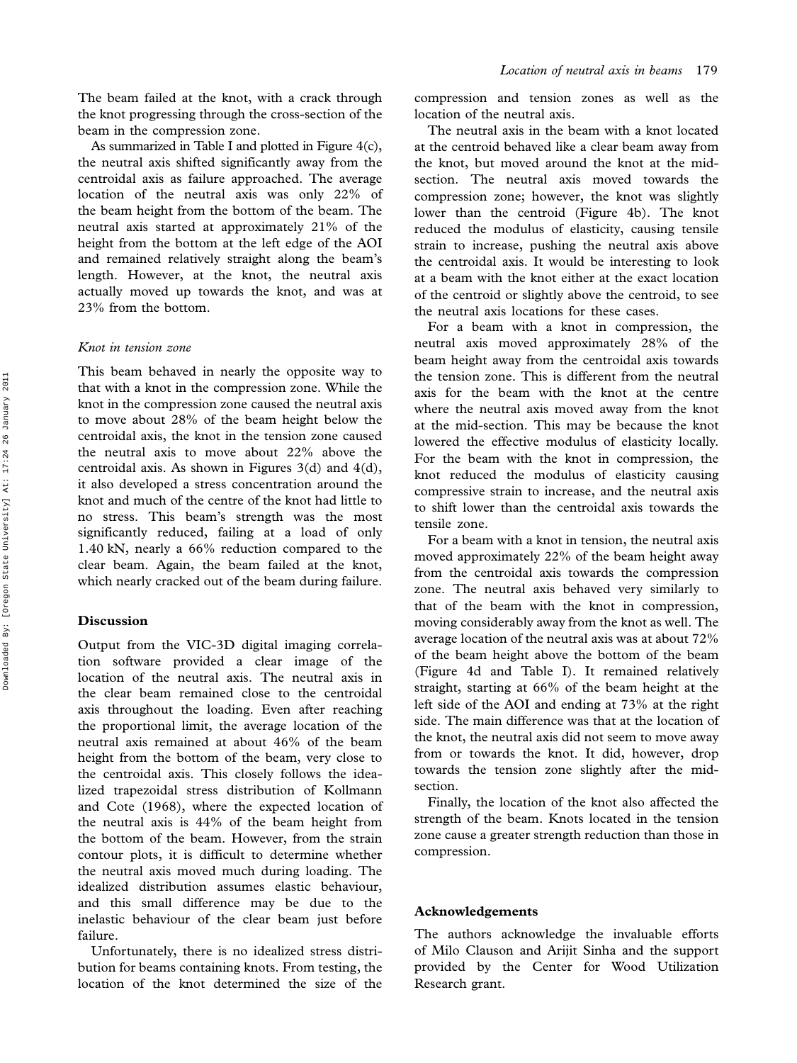The beam failed at the knot, with a crack through the knot progressing through the cross-section of the beam in the compression zone.

As summarized in Table I and plotted in Figure 4(c), the neutral axis shifted significantly away from the centroidal axis as failure approached. The average location of the neutral axis was only 22% of the beam height from the bottom of the beam. The neutral axis started at approximately 21% of the height from the bottom at the left edge of the AOI and remained relatively straight along the beam's length. However, at the knot, the neutral axis actually moved up towards the knot, and was at 23% from the bottom.

### *Knot in tension zone*

This beam behaved in nearly the opposite way to that with a knot in the compression zone. While the knot in the compression zone caused the neutral axis to move about 28% of the beam height below the centroidal axis, the knot in the tension zone caused the neutral axis to move about 22% above the centroidal axis. As shown in Figures 3(d) and 4(d), it also developed a stress concentration around the knot and much of the centre of the knot had little to no stress. This beam's strength was the most significantly reduced, failing at a load of only 1.40 kN, nearly a 66% reduction compared to the clear beam. Again, the beam failed at the knot, which nearly cracked out of the beam during failure.

## Discussion

Output from the VIC-3D digital imaging correlation software provided a clear image of the location of the neutral axis. The neutral axis in the clear beam remained close to the centroidal axis throughout the loading. Even after reaching the proportional limit, the average location of the neutral axis remained at about 46% of the beam height from the bottom of the beam, very close to the centroidal axis. This closely follows the idealized trapezoidal stress distribution of Kollmann and Cote (1968), where the expected location of the neutral axis is 44% of the beam height from the bottom of the beam. However, from the strain contour plots, it is difficult to determine whether the neutral axis moved much during loading. The idealized distribution assumes elastic behaviour, and this small difference may be due to the inelastic behaviour of the clear beam just before failure.

Unfortunately, there is no idealized stress distribution for beams containing knots. From testing, the location of the knot determined the size of the compression and tension zones as well as the location of the neutral axis.

The neutral axis in the beam with a knot located at the centroid behaved like a clear beam away from the knot, but moved around the knot at the mid-section. The neutral axis moved towards the compression zone; however, the knot was slightly lower than the centroid (Figure 4b). The knot reduced the modulus of elasticity, causing tensile strain to increase, pushing the neutral axis above the centroidal axis. It would be interesting to look at a beam with the knot either at the exact location of the centroid or slightly above the centroid, to see the neutral axis locations for these cases.

For a beam with a knot in compression, the neutral axis moved approximately 28% of the beam height away from the centroidal axis towards the tension zone. This is different from the neutral axis for the beam with the knot at the centre where the neutral axis moved away from the knot at the mid-section. This may be because the knot lowered the effective modulus of elasticity locally. For the beam with the knot in compression, the knot reduced the modulus of elasticity causing compressive strain to increase, and the neutral axis to shift lower than the centroidal axis towards the tensile zone.

For a beam with a knot in tension, the neutral axis moved approximately 22% of the beam height away from the centroidal axis towards the compression zone. The neutral axis behaved very similarly to that of the beam with the knot in compression, moving considerably away from the knot as well. The average location of the neutral axis was at about 72% of the beam height above the bottom of the beam (Figure 4d and Table I). It remained relatively straight, starting at 66% of the beam height at the left side of the AOI and ending at 73% at the right side. The main difference was that at the location of the knot, the neutral axis did not seem to move away from or towards the knot. It did, however, drop towards the tension zone slightly after the mid-section.

Finally, the location of the knot also affected the strength of the beam. Knots located in the tension zone cause a greater strength reduction than those in compression.

## Acknowledgements

The authors acknowledge the invaluable efforts of Milo Clauson and Arijit Sinha and the support provided by the Center for Wood Utilization Research grant.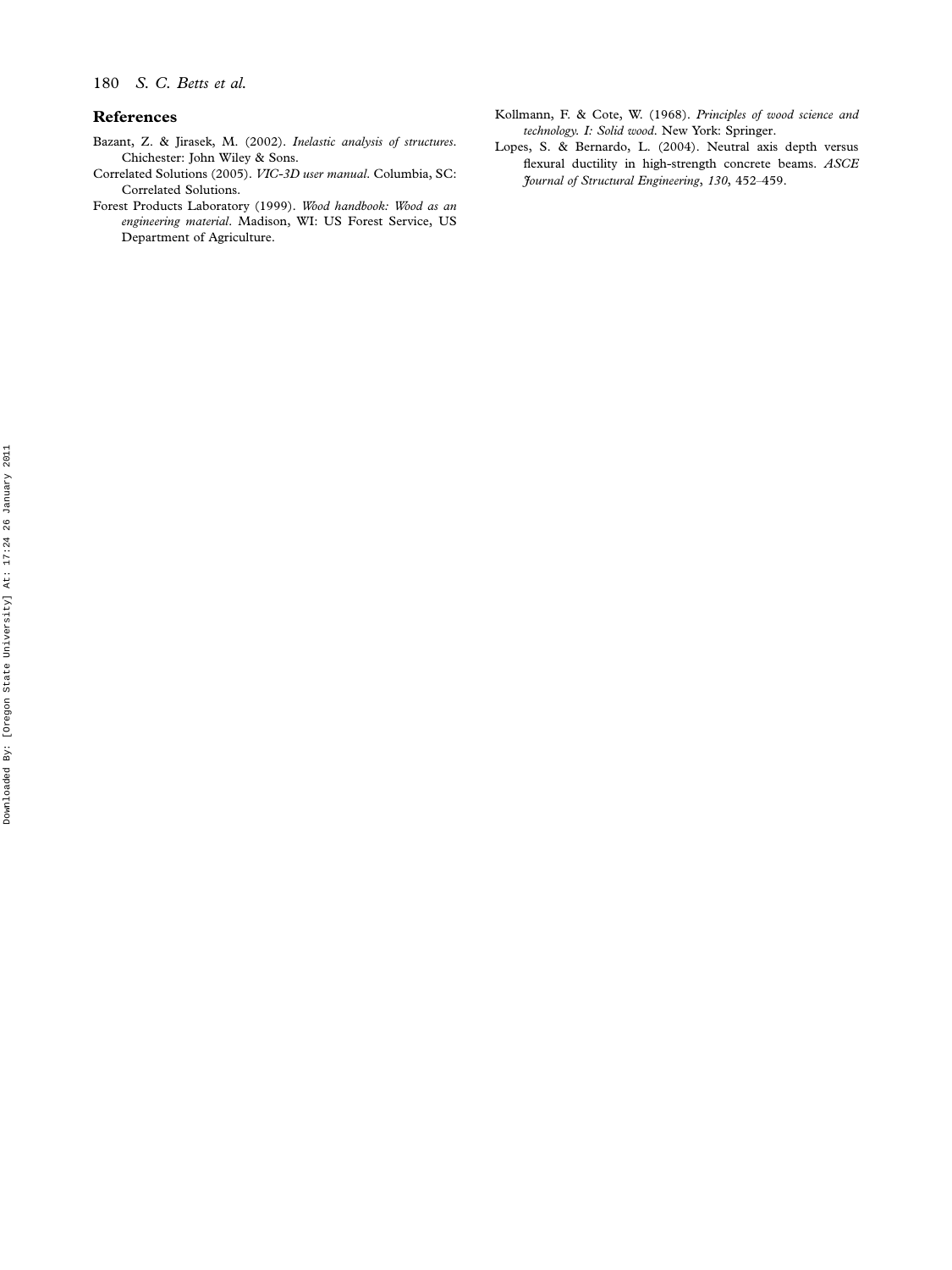## References

Bazant, Z. & Jirasek, M. (2002). *Inelastic analysis of structures*. Chichester: John Wiley & Sons.

Correlated Solutions (2005). *VIC-3D user manual*. Columbia, SC: Correlated Solutions.

Forest Products Laboratory (1999). *Wood handbook: Wood as an engineering material*. Madison, WI: US Forest Service, US Department of Agriculture.

Kollmann, F. & Cote, W. (1968). *Principles of wood science and technology. I: Solid wood*. New York: Springer.

Lopes, S. & Bernardo, L. (2004). Neutral axis depth versus flexural ductility in high-strength concrete beams. *ASCE Journal of Structural Engineering*, *130*, 452–459.